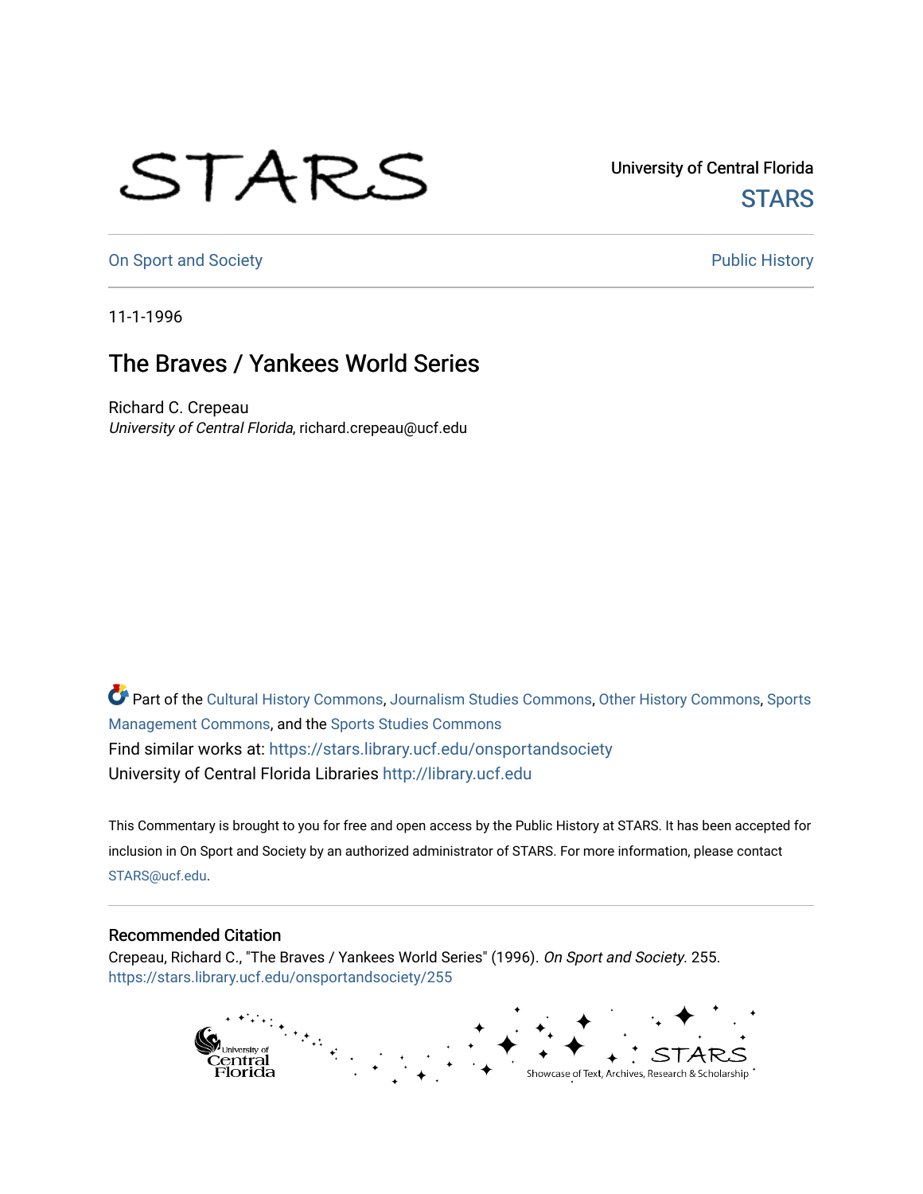University of Central Florida

STARS

On Sport and Society

Public History

11-1-1996

# The Braves / Yankees World Series

Richard C. Crepeau
*University of Central Florida*, richard.crepeau@ucf.edu

Part of the Cultural History Commons, Journalism Studies Commons, Other History Commons, Sports Management Commons, and the Sports Studies Commons

Find similar works at: https://stars.library.ucf.edu/onsportandsociety

University of Central Florida Libraries http://library.ucf.edu

This Commentary is brought to you for free and open access by the Public History at STARS. It has been accepted for inclusion in On Sport and Society by an authorized administrator of STARS. For more information, please contact STARS@ucf.edu.

## Recommended Citation

Crepeau, Richard C., "The Braves / Yankees World Series" (1996). *On Sport and Society*. 255.
https://stars.library.ucf.edu/onsportandsociety/255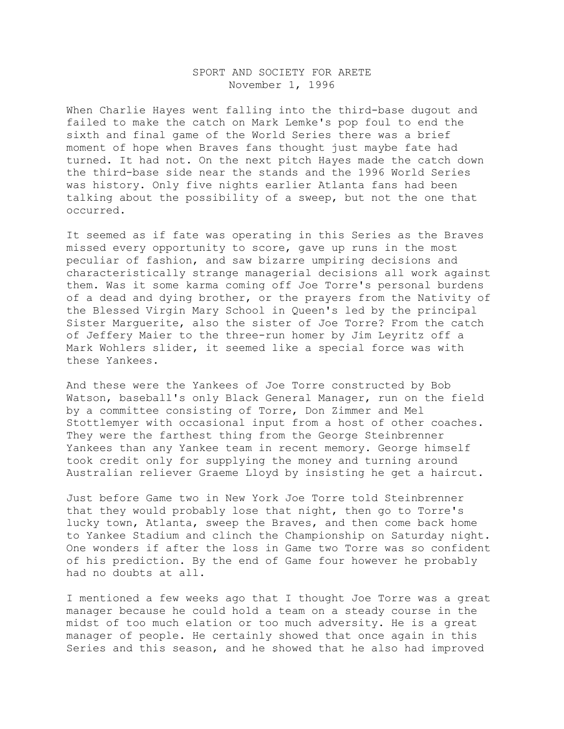SPORT AND SOCIETY FOR ARETE
November 1, 1996

When Charlie Hayes went falling into the third-base dugout and failed to make the catch on Mark Lemke's pop foul to end the sixth and final game of the World Series there was a brief moment of hope when Braves fans thought just maybe fate had turned. It had not. On the next pitch Hayes made the catch down the third-base side near the stands and the 1996 World Series was history. Only five nights earlier Atlanta fans had been talking about the possibility of a sweep, but not the one that occurred.

It seemed as if fate was operating in this Series as the Braves missed every opportunity to score, gave up runs in the most peculiar of fashion, and saw bizarre umpiring decisions and characteristically strange managerial decisions all work against them. Was it some karma coming off Joe Torre's personal burdens of a dead and dying brother, or the prayers from the Nativity of the Blessed Virgin Mary School in Queen's led by the principal Sister Marguerite, also the sister of Joe Torre? From the catch of Jeffery Maier to the three-run homer by Jim Leyritz off a Mark Wohlers slider, it seemed like a special force was with these Yankees.

And these were the Yankees of Joe Torre constructed by Bob Watson, baseball's only Black General Manager, run on the field by a committee consisting of Torre, Don Zimmer and Mel Stottlemyer with occasional input from a host of other coaches. They were the farthest thing from the George Steinbrenner Yankees than any Yankee team in recent memory. George himself took credit only for supplying the money and turning around Australian reliever Graeme Lloyd by insisting he get a haircut.

Just before Game two in New York Joe Torre told Steinbrenner that they would probably lose that night, then go to Torre's lucky town, Atlanta, sweep the Braves, and then come back home to Yankee Stadium and clinch the Championship on Saturday night. One wonders if after the loss in Game two Torre was so confident of his prediction. By the end of Game four however he probably had no doubts at all.

I mentioned a few weeks ago that I thought Joe Torre was a great manager because he could hold a team on a steady course in the midst of too much elation or too much adversity. He is a great manager of people. He certainly showed that once again in this Series and this season, and he showed that he also had improved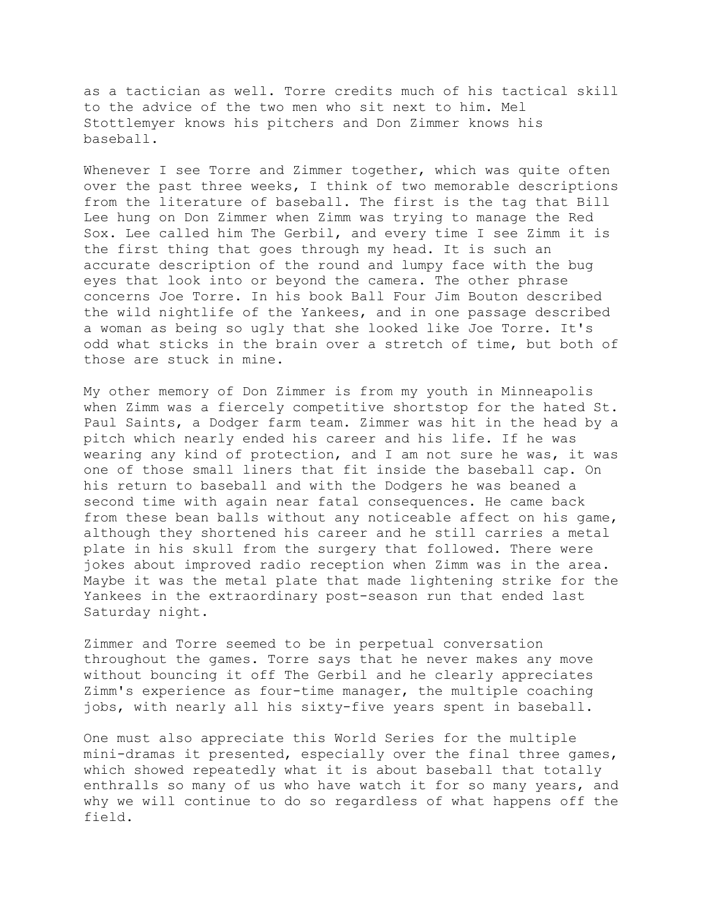as a tactician as well. Torre credits much of his tactical skill to the advice of the two men who sit next to him. Mel Stottlemyer knows his pitchers and Don Zimmer knows his baseball.

Whenever I see Torre and Zimmer together, which was quite often over the past three weeks, I think of two memorable descriptions from the literature of baseball. The first is the tag that Bill Lee hung on Don Zimmer when Zimm was trying to manage the Red Sox. Lee called him The Gerbil, and every time I see Zimm it is the first thing that goes through my head. It is such an accurate description of the round and lumpy face with the bug eyes that look into or beyond the camera. The other phrase concerns Joe Torre. In his book Ball Four Jim Bouton described the wild nightlife of the Yankees, and in one passage described a woman as being so ugly that she looked like Joe Torre. It's odd what sticks in the brain over a stretch of time, but both of those are stuck in mine.

My other memory of Don Zimmer is from my youth in Minneapolis when Zimm was a fiercely competitive shortstop for the hated St. Paul Saints, a Dodger farm team. Zimmer was hit in the head by a pitch which nearly ended his career and his life. If he was wearing any kind of protection, and I am not sure he was, it was one of those small liners that fit inside the baseball cap. On his return to baseball and with the Dodgers he was beaned a second time with again near fatal consequences. He came back from these bean balls without any noticeable affect on his game, although they shortened his career and he still carries a metal plate in his skull from the surgery that followed. There were jokes about improved radio reception when Zimm was in the area. Maybe it was the metal plate that made lightening strike for the Yankees in the extraordinary post-season run that ended last Saturday night.

Zimmer and Torre seemed to be in perpetual conversation throughout the games. Torre says that he never makes any move without bouncing it off The Gerbil and he clearly appreciates Zimm's experience as four-time manager, the multiple coaching jobs, with nearly all his sixty-five years spent in baseball.

One must also appreciate this World Series for the multiple mini-dramas it presented, especially over the final three games, which showed repeatedly what it is about baseball that totally enthralls so many of us who have watch it for so many years, and why we will continue to do so regardless of what happens off the field.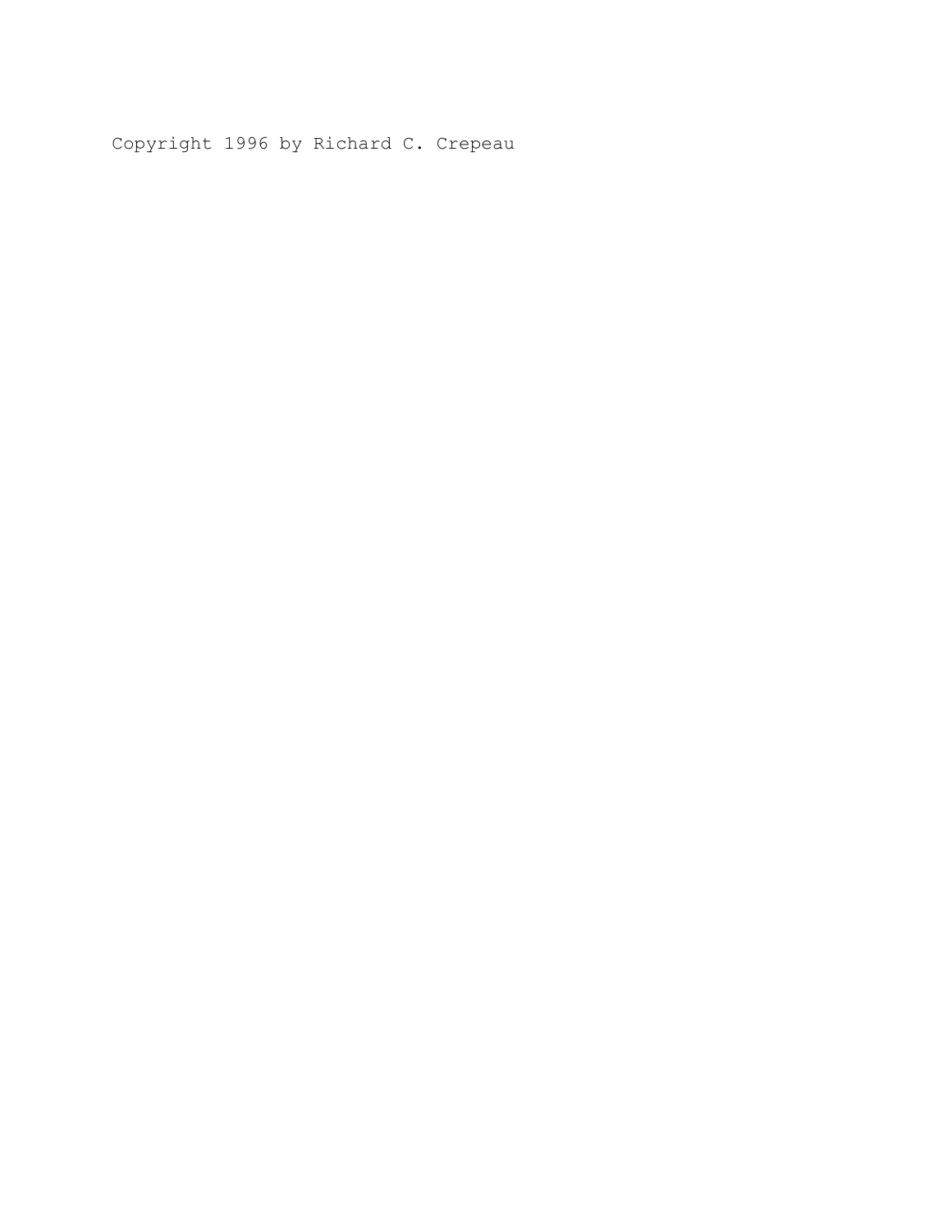Copyright 1996 by Richard C. Crepeau